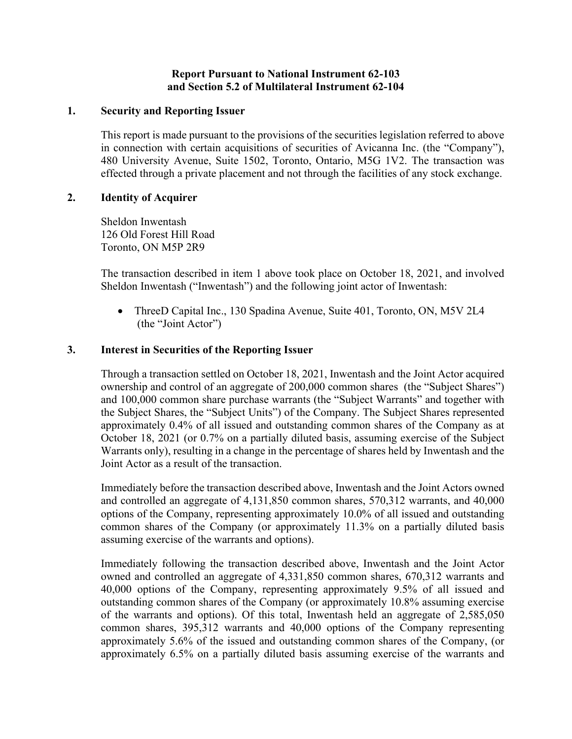**Report Pursuant to National Instrument 62-103**
**and Section 5.2 of Multilateral Instrument 62-104**

## 1. Security and Reporting Issuer

This report is made pursuant to the provisions of the securities legislation referred to above in connection with certain acquisitions of securities of Avicanna Inc. (the "Company"), 480 University Avenue, Suite 1502, Toronto, Ontario, M5G 1V2. The transaction was effected through a private placement and not through the facilities of any stock exchange.

## 2. Identity of Acquirer

Sheldon Inwentash
126 Old Forest Hill Road
Toronto, ON M5P 2R9

The transaction described in item 1 above took place on October 18, 2021, and involved Sheldon Inwentash ("Inwentash") and the following joint actor of Inwentash:

- ThreeD Capital Inc., 130 Spadina Avenue, Suite 401, Toronto, ON, M5V 2L4 (the "Joint Actor")

## 3. Interest in Securities of the Reporting Issuer

Through a transaction settled on October 18, 2021, Inwentash and the Joint Actor acquired ownership and control of an aggregate of 200,000 common shares (the "Subject Shares") and 100,000 common share purchase warrants (the "Subject Warrants" and together with the Subject Shares, the "Subject Units") of the Company. The Subject Shares represented approximately 0.4% of all issued and outstanding common shares of the Company as at October 18, 2021 (or 0.7% on a partially diluted basis, assuming exercise of the Subject Warrants only), resulting in a change in the percentage of shares held by Inwentash and the Joint Actor as a result of the transaction.

Immediately before the transaction described above, Inwentash and the Joint Actors owned and controlled an aggregate of 4,131,850 common shares, 570,312 warrants, and 40,000 options of the Company, representing approximately 10.0% of all issued and outstanding common shares of the Company (or approximately 11.3% on a partially diluted basis assuming exercise of the warrants and options).

Immediately following the transaction described above, Inwentash and the Joint Actor owned and controlled an aggregate of 4,331,850 common shares, 670,312 warrants and 40,000 options of the Company, representing approximately 9.5% of all issued and outstanding common shares of the Company (or approximately 10.8% assuming exercise of the warrants and options). Of this total, Inwentash held an aggregate of 2,585,050 common shares, 395,312 warrants and 40,000 options of the Company representing approximately 5.6% of the issued and outstanding common shares of the Company, (or approximately 6.5% on a partially diluted basis assuming exercise of the warrants and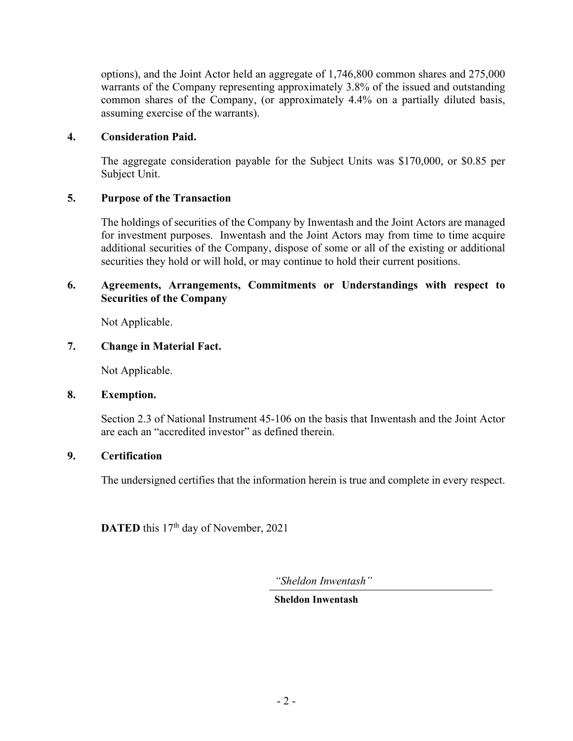options), and the Joint Actor held an aggregate of 1,746,800 common shares and 275,000 warrants of the Company representing approximately 3.8% of the issued and outstanding common shares of the Company, (or approximately 4.4% on a partially diluted basis, assuming exercise of the warrants).

**4. Consideration Paid.**

The aggregate consideration payable for the Subject Units was $170,000, or $0.85 per Subject Unit.

**5. Purpose of the Transaction**

The holdings of securities of the Company by Inwentash and the Joint Actors are managed for investment purposes. Inwentash and the Joint Actors may from time to time acquire additional securities of the Company, dispose of some or all of the existing or additional securities they hold or will hold, or may continue to hold their current positions.

**6. Agreements, Arrangements, Commitments or Understandings with respect to Securities of the Company**

Not Applicable.

**7. Change in Material Fact.**

Not Applicable.

**8. Exemption.**

Section 2.3 of National Instrument 45-106 on the basis that Inwentash and the Joint Actor are each an "accredited investor" as defined therein.

**9. Certification**

The undersigned certifies that the information herein is true and complete in every respect.

**DATED** this 17th day of November, 2021

*"Sheldon Inwentash"*

**Sheldon Inwentash**